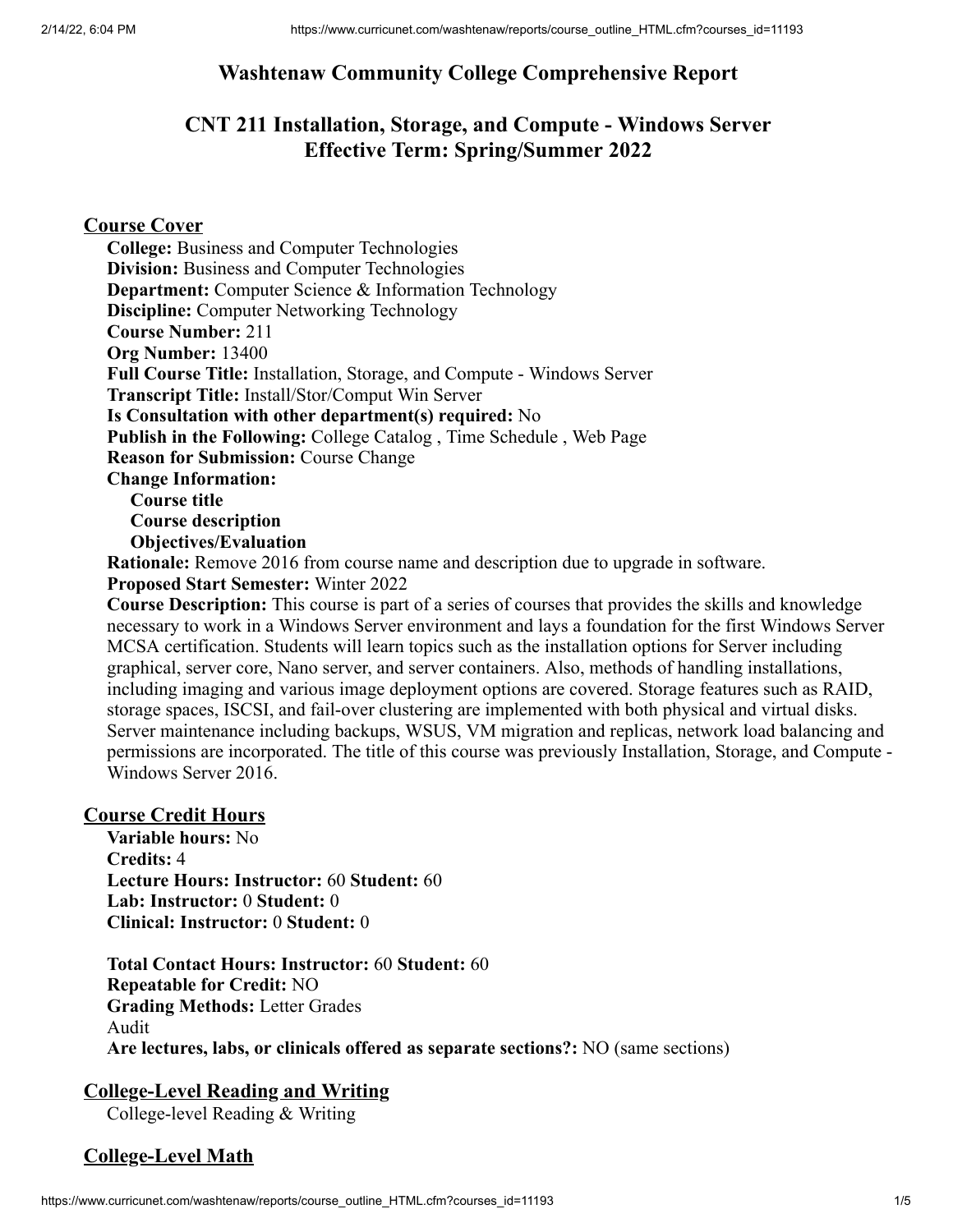# Washtenaw Community College Comprehensive Report

## CNT 211 Installation, Storage, and Compute - Windows Server
## Effective Term: Spring/Summer 2022

### Course Cover

**College:** Business and Computer Technologies
**Division:** Business and Computer Technologies
**Department:** Computer Science & Information Technology
**Discipline:** Computer Networking Technology
**Course Number:** 211
**Org Number:** 13400
**Full Course Title:** Installation, Storage, and Compute - Windows Server
**Transcript Title:** Install/Stor/Comput Win Server
**Is Consultation with other department(s) required:** No
**Publish in the Following:** College Catalog , Time Schedule , Web Page
**Reason for Submission:** Course Change
**Change Information:**

- **Course title**
- **Course description**
- **Objectives/Evaluation**

**Rationale:** Remove 2016 from course name and description due to upgrade in software.
**Proposed Start Semester:** Winter 2022
**Course Description:** This course is part of a series of courses that provides the skills and knowledge necessary to work in a Windows Server environment and lays a foundation for the first Windows Server MCSA certification. Students will learn topics such as the installation options for Server including graphical, server core, Nano server, and server containers. Also, methods of handling installations, including imaging and various image deployment options are covered. Storage features such as RAID, storage spaces, ISCSI, and fail-over clustering are implemented with both physical and virtual disks. Server maintenance including backups, WSUS, VM migration and replicas, network load balancing and permissions are incorporated. The title of this course was previously Installation, Storage, and Compute - Windows Server 2016.

### Course Credit Hours

**Variable hours:** No
**Credits:** 4
**Lecture Hours: Instructor:** 60 **Student:** 60
**Lab: Instructor:** 0 **Student:** 0
**Clinical: Instructor:** 0 **Student:** 0

**Total Contact Hours: Instructor:** 60 **Student:** 60
**Repeatable for Credit:** NO
**Grading Methods:** Letter Grades
Audit
**Are lectures, labs, or clinicals offered as separate sections?:** NO (same sections)

### College-Level Reading and Writing

College-level Reading & Writing

### College-Level Math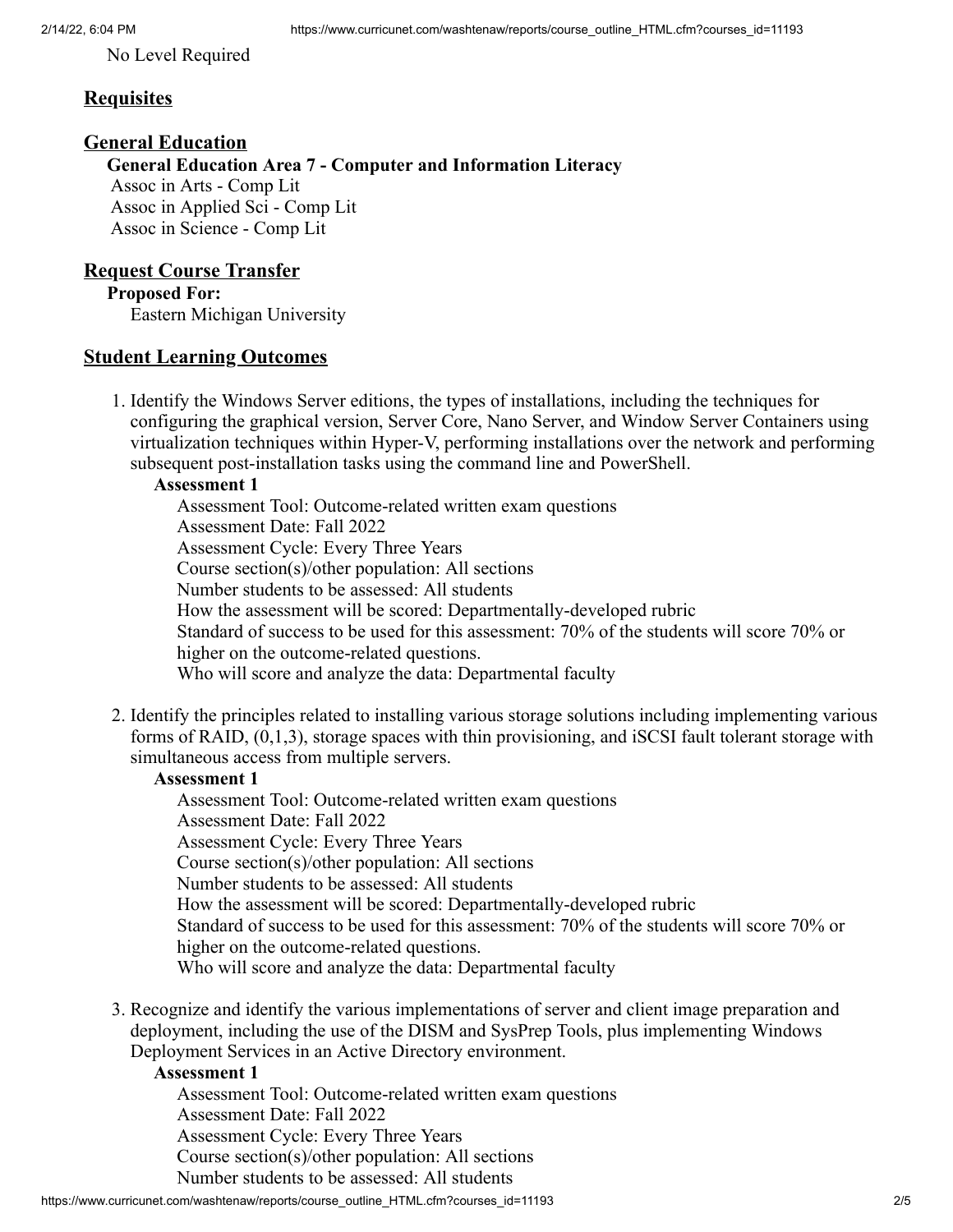No Level Required

## Requisites

## General Education

**General Education Area 7 - Computer and Information Literacy**

Assoc in Arts - Comp Lit
Assoc in Applied Sci - Comp Lit
Assoc in Science - Comp Lit

## Request Course Transfer

**Proposed For:**

Eastern Michigan University

## Student Learning Outcomes

1. Identify the Windows Server editions, the types of installations, including the techniques for configuring the graphical version, Server Core, Nano Server, and Window Server Containers using virtualization techniques within Hyper-V, performing installations over the network and performing subsequent post-installation tasks using the command line and PowerShell.

   **Assessment 1**

   Assessment Tool: Outcome-related written exam questions
   Assessment Date: Fall 2022
   Assessment Cycle: Every Three Years
   Course section(s)/other population: All sections
   Number students to be assessed: All students
   How the assessment will be scored: Departmentally-developed rubric
   Standard of success to be used for this assessment: 70% of the students will score 70% or higher on the outcome-related questions.
   Who will score and analyze the data: Departmental faculty

2. Identify the principles related to installing various storage solutions including implementing various forms of RAID, (0,1,3), storage spaces with thin provisioning, and iSCSI fault tolerant storage with simultaneous access from multiple servers.

   **Assessment 1**

   Assessment Tool: Outcome-related written exam questions
   Assessment Date: Fall 2022
   Assessment Cycle: Every Three Years
   Course section(s)/other population: All sections
   Number students to be assessed: All students
   How the assessment will be scored: Departmentally-developed rubric
   Standard of success to be used for this assessment: 70% of the students will score 70% or higher on the outcome-related questions.
   Who will score and analyze the data: Departmental faculty

3. Recognize and identify the various implementations of server and client image preparation and deployment, including the use of the DISM and SysPrep Tools, plus implementing Windows Deployment Services in an Active Directory environment.

   **Assessment 1**

   Assessment Tool: Outcome-related written exam questions
   Assessment Date: Fall 2022
   Assessment Cycle: Every Three Years
   Course section(s)/other population: All sections
   Number students to be assessed: All students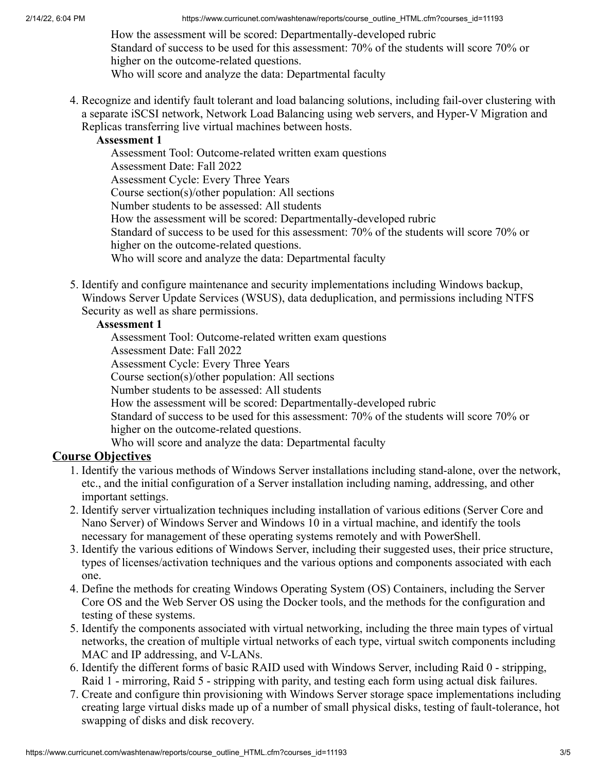How the assessment will be scored: Departmentally-developed rubric
Standard of success to be used for this assessment: 70% of the students will score 70% or higher on the outcome-related questions.
Who will score and analyze the data: Departmental faculty

4. Recognize and identify fault tolerant and load balancing solutions, including fail-over clustering with a separate iSCSI network, Network Load Balancing using web servers, and Hyper-V Migration and Replicas transferring live virtual machines between hosts.

   **Assessment 1**

   Assessment Tool: Outcome-related written exam questions
   Assessment Date: Fall 2022
   Assessment Cycle: Every Three Years
   Course section(s)/other population: All sections
   Number students to be assessed: All students
   How the assessment will be scored: Departmentally-developed rubric
   Standard of success to be used for this assessment: 70% of the students will score 70% or higher on the outcome-related questions.
   Who will score and analyze the data: Departmental faculty

5. Identify and configure maintenance and security implementations including Windows backup, Windows Server Update Services (WSUS), data deduplication, and permissions including NTFS Security as well as share permissions.

   **Assessment 1**

   Assessment Tool: Outcome-related written exam questions
   Assessment Date: Fall 2022
   Assessment Cycle: Every Three Years
   Course section(s)/other population: All sections
   Number students to be assessed: All students
   How the assessment will be scored: Departmentally-developed rubric
   Standard of success to be used for this assessment: 70% of the students will score 70% or higher on the outcome-related questions.
   Who will score and analyze the data: Departmental faculty

## Course Objectives

1. Identify the various methods of Windows Server installations including stand-alone, over the network, etc., and the initial configuration of a Server installation including naming, addressing, and other important settings.
2. Identify server virtualization techniques including installation of various editions (Server Core and Nano Server) of Windows Server and Windows 10 in a virtual machine, and identify the tools necessary for management of these operating systems remotely and with PowerShell.
3. Identify the various editions of Windows Server, including their suggested uses, their price structure, types of licenses/activation techniques and the various options and components associated with each one.
4. Define the methods for creating Windows Operating System (OS) Containers, including the Server Core OS and the Web Server OS using the Docker tools, and the methods for the configuration and testing of these systems.
5. Identify the components associated with virtual networking, including the three main types of virtual networks, the creation of multiple virtual networks of each type, virtual switch components including MAC and IP addressing, and V-LANs.
6. Identify the different forms of basic RAID used with Windows Server, including Raid 0 - stripping, Raid 1 - mirroring, Raid 5 - stripping with parity, and testing each form using actual disk failures.
7. Create and configure thin provisioning with Windows Server storage space implementations including creating large virtual disks made up of a number of small physical disks, testing of fault-tolerance, hot swapping of disks and disk recovery.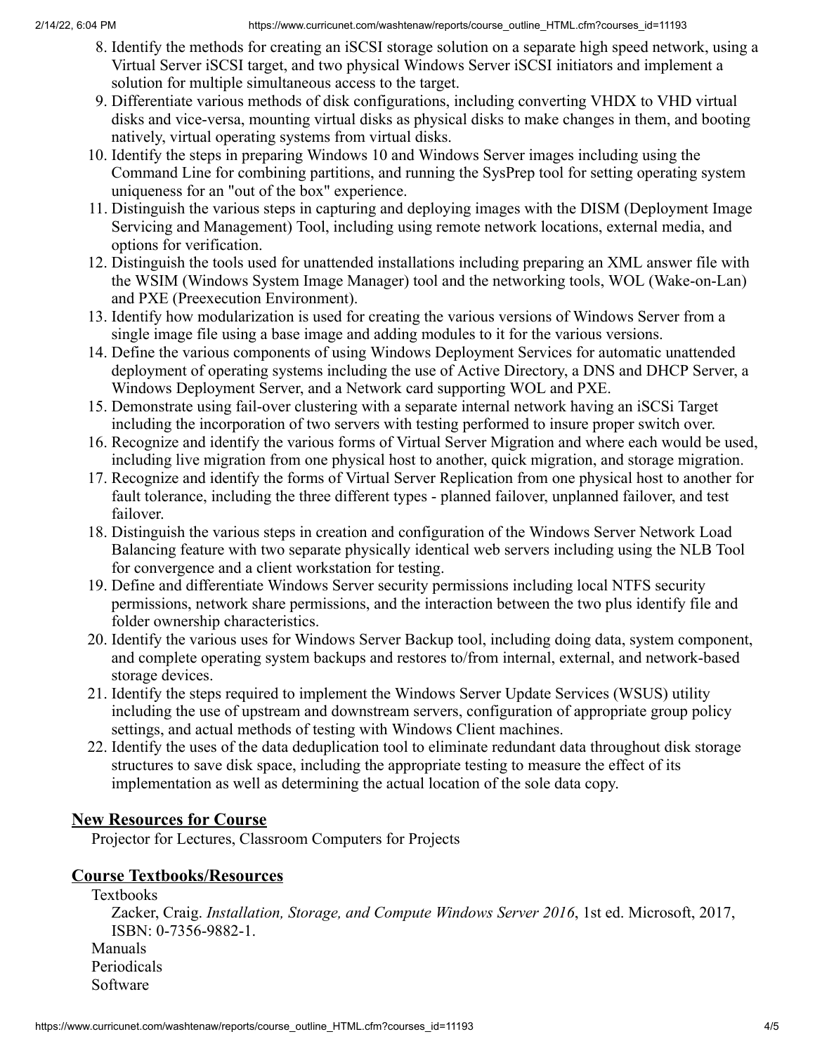8. Identify the methods for creating an iSCSI storage solution on a separate high speed network, using a Virtual Server iSCSI target, and two physical Windows Server iSCSI initiators and implement a solution for multiple simultaneous access to the target.
9. Differentiate various methods of disk configurations, including converting VHDX to VHD virtual disks and vice-versa, mounting virtual disks as physical disks to make changes in them, and booting natively, virtual operating systems from virtual disks.
10. Identify the steps in preparing Windows 10 and Windows Server images including using the Command Line for combining partitions, and running the SysPrep tool for setting operating system uniqueness for an "out of the box" experience.
11. Distinguish the various steps in capturing and deploying images with the DISM (Deployment Image Servicing and Management) Tool, including using remote network locations, external media, and options for verification.
12. Distinguish the tools used for unattended installations including preparing an XML answer file with the WSIM (Windows System Image Manager) tool and the networking tools, WOL (Wake-on-Lan) and PXE (Preexecution Environment).
13. Identify how modularization is used for creating the various versions of Windows Server from a single image file using a base image and adding modules to it for the various versions.
14. Define the various components of using Windows Deployment Services for automatic unattended deployment of operating systems including the use of Active Directory, a DNS and DHCP Server, a Windows Deployment Server, and a Network card supporting WOL and PXE.
15. Demonstrate using fail-over clustering with a separate internal network having an iSCSi Target including the incorporation of two servers with testing performed to insure proper switch over.
16. Recognize and identify the various forms of Virtual Server Migration and where each would be used, including live migration from one physical host to another, quick migration, and storage migration.
17. Recognize and identify the forms of Virtual Server Replication from one physical host to another for fault tolerance, including the three different types - planned failover, unplanned failover, and test failover.
18. Distinguish the various steps in creation and configuration of the Windows Server Network Load Balancing feature with two separate physically identical web servers including using the NLB Tool for convergence and a client workstation for testing.
19. Define and differentiate Windows Server security permissions including local NTFS security permissions, network share permissions, and the interaction between the two plus identify file and folder ownership characteristics.
20. Identify the various uses for Windows Server Backup tool, including doing data, system component, and complete operating system backups and restores to/from internal, external, and network-based storage devices.
21. Identify the steps required to implement the Windows Server Update Services (WSUS) utility including the use of upstream and downstream servers, configuration of appropriate group policy settings, and actual methods of testing with Windows Client machines.
22. Identify the uses of the data deduplication tool to eliminate redundant data throughout disk storage structures to save disk space, including the appropriate testing to measure the effect of its implementation as well as determining the actual location of the sole data copy.

## New Resources for Course

Projector for Lectures, Classroom Computers for Projects

## Course Textbooks/Resources

Textbooks

Zacker, Craig. *Installation, Storage, and Compute Windows Server 2016*, 1st ed. Microsoft, 2017, ISBN: 0-7356-9882-1.

Manuals

Periodicals

Software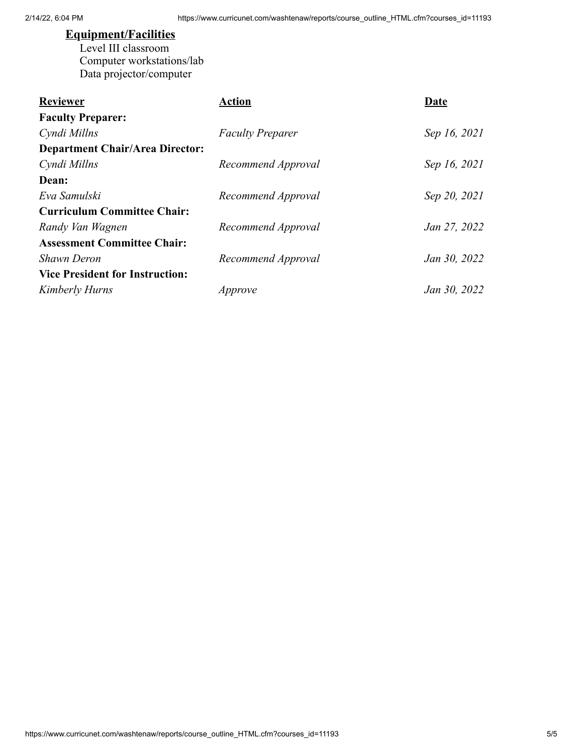## Equipment/Facilities

Level III classroom
Computer workstations/lab
Data projector/computer

| Reviewer | Action | Date |
|---|---|---|
| **Faculty Preparer:** | | |
| *Cyndi Millns* | *Faculty Preparer* | *Sep 16, 2021* |
| **Department Chair/Area Director:** | | |
| *Cyndi Millns* | *Recommend Approval* | *Sep 16, 2021* |
| **Dean:** | | |
| *Eva Samulski* | *Recommend Approval* | *Sep 20, 2021* |
| **Curriculum Committee Chair:** | | |
| *Randy Van Wagnen* | *Recommend Approval* | *Jan 27, 2022* |
| **Assessment Committee Chair:** | | |
| *Shawn Deron* | *Recommend Approval* | *Jan 30, 2022* |
| **Vice President for Instruction:** | | |
| *Kimberly Hurns* | *Approve* | *Jan 30, 2022* |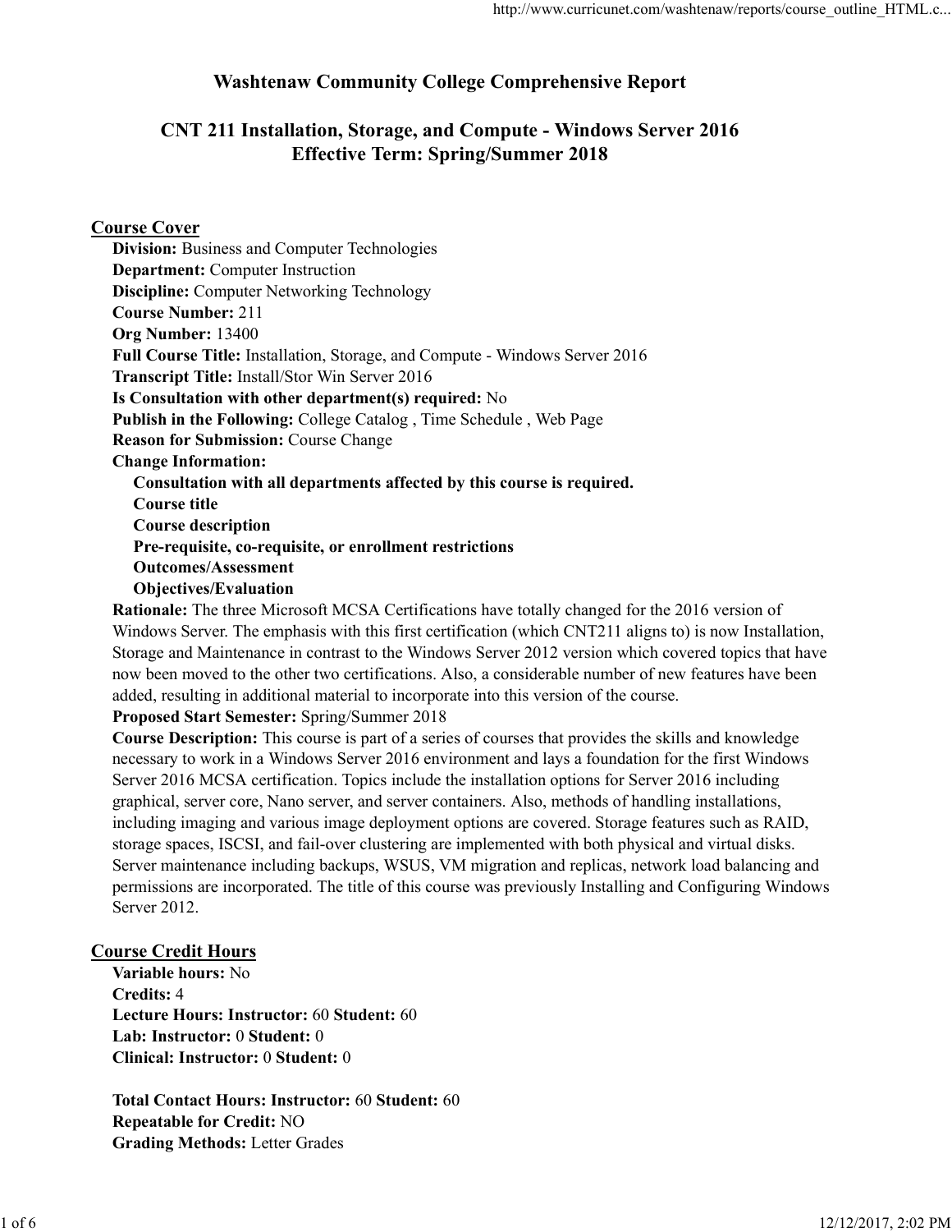# Washtenaw Community College Comprehensive Report

## CNT 211 Installation, Storage, and Compute - Windows Server 2016
## Effective Term: Spring/Summer 2018

### Course Cover

**Division:** Business and Computer Technologies
**Department:** Computer Instruction
**Discipline:** Computer Networking Technology
**Course Number:** 211
**Org Number:** 13400
**Full Course Title:** Installation, Storage, and Compute - Windows Server 2016
**Transcript Title:** Install/Stor Win Server 2016
**Is Consultation with other department(s) required:** No
**Publish in the Following:** College Catalog , Time Schedule , Web Page
**Reason for Submission:** Course Change
**Change Information:**

- **Consultation with all departments affected by this course is required.**
- **Course title**
- **Course description**
- **Pre-requisite, co-requisite, or enrollment restrictions**
- **Outcomes/Assessment**
- **Objectives/Evaluation**

**Rationale:** The three Microsoft MCSA Certifications have totally changed for the 2016 version of Windows Server. The emphasis with this first certification (which CNT211 aligns to) is now Installation, Storage and Maintenance in contrast to the Windows Server 2012 version which covered topics that have now been moved to the other two certifications. Also, a considerable number of new features have been added, resulting in additional material to incorporate into this version of the course.
**Proposed Start Semester:** Spring/Summer 2018
**Course Description:** This course is part of a series of courses that provides the skills and knowledge necessary to work in a Windows Server 2016 environment and lays a foundation for the first Windows Server 2016 MCSA certification. Topics include the installation options for Server 2016 including graphical, server core, Nano server, and server containers. Also, methods of handling installations, including imaging and various image deployment options are covered. Storage features such as RAID, storage spaces, ISCSI, and fail-over clustering are implemented with both physical and virtual disks. Server maintenance including backups, WSUS, VM migration and replicas, network load balancing and permissions are incorporated. The title of this course was previously Installing and Configuring Windows Server 2012.

### Course Credit Hours

**Variable hours:** No
**Credits:** 4
**Lecture Hours: Instructor:** 60 **Student:** 60
**Lab: Instructor:** 0 **Student:** 0
**Clinical: Instructor:** 0 **Student:** 0

**Total Contact Hours: Instructor:** 60 **Student:** 60
**Repeatable for Credit:** NO
**Grading Methods:** Letter Grades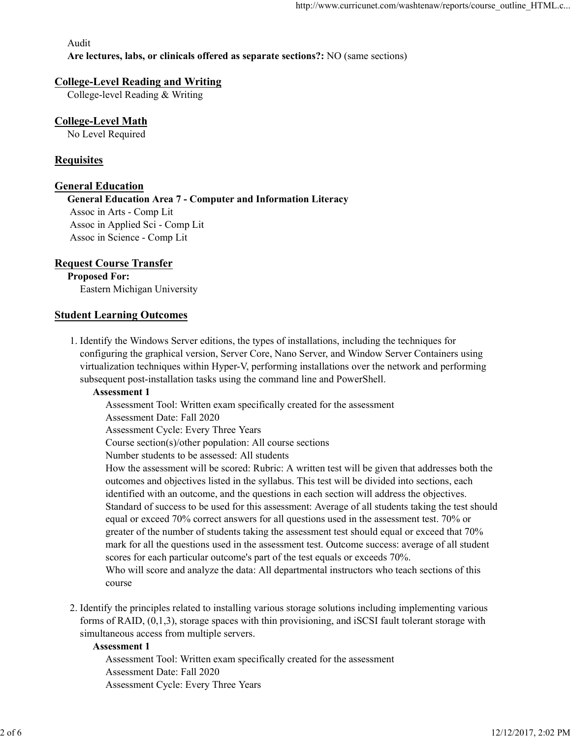Audit

**Are lectures, labs, or clinicals offered as separate sections?:** NO (same sections)

## College-Level Reading and Writing

College-level Reading & Writing

## College-Level Math

No Level Required

## Requisites

## General Education

**General Education Area 7 - Computer and Information Literacy**

Assoc in Arts - Comp Lit
Assoc in Applied Sci - Comp Lit
Assoc in Science - Comp Lit

## Request Course Transfer

**Proposed For:**

Eastern Michigan University

## Student Learning Outcomes

1. Identify the Windows Server editions, the types of installations, including the techniques for configuring the graphical version, Server Core, Nano Server, and Window Server Containers using virtualization techniques within Hyper-V, performing installations over the network and performing subsequent post-installation tasks using the command line and PowerShell.

   **Assessment 1**

   Assessment Tool: Written exam specifically created for the assessment
   Assessment Date: Fall 2020
   Assessment Cycle: Every Three Years
   Course section(s)/other population: All course sections
   Number students to be assessed: All students
   How the assessment will be scored: Rubric: A written test will be given that addresses both the outcomes and objectives listed in the syllabus. This test will be divided into sections, each identified with an outcome, and the questions in each section will address the objectives.
   Standard of success to be used for this assessment: Average of all students taking the test should equal or exceed 70% correct answers for all questions used in the assessment test. 70% or greater of the number of students taking the assessment test should equal or exceed that 70% mark for all the questions used in the assessment test. Outcome success: average of all student scores for each particular outcome's part of the test equals or exceeds 70%.
   Who will score and analyze the data: All departmental instructors who teach sections of this course

2. Identify the principles related to installing various storage solutions including implementing various forms of RAID, (0,1,3), storage spaces with thin provisioning, and iSCSI fault tolerant storage with simultaneous access from multiple servers.

   **Assessment 1**

   Assessment Tool: Written exam specifically created for the assessment
   Assessment Date: Fall 2020
   Assessment Cycle: Every Three Years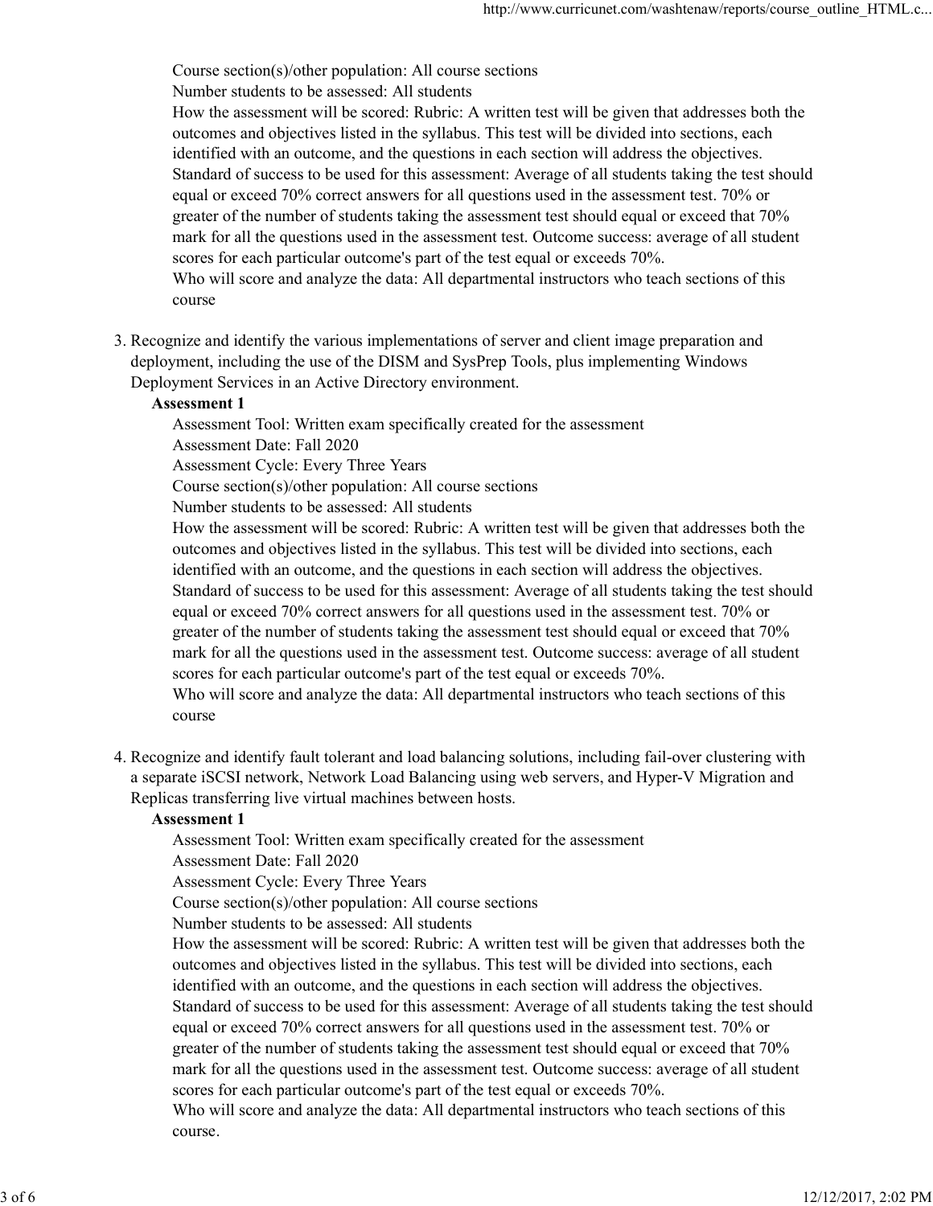Course section(s)/other population: All course sections
Number students to be assessed: All students
How the assessment will be scored: Rubric: A written test will be given that addresses both the outcomes and objectives listed in the syllabus. This test will be divided into sections, each identified with an outcome, and the questions in each section will address the objectives.
Standard of success to be used for this assessment: Average of all students taking the test should equal or exceed 70% correct answers for all questions used in the assessment test. 70% or greater of the number of students taking the assessment test should equal or exceed that 70% mark for all the questions used in the assessment test. Outcome success: average of all student scores for each particular outcome's part of the test equal or exceeds 70%.
Who will score and analyze the data: All departmental instructors who teach sections of this course

3. Recognize and identify the various implementations of server and client image preparation and deployment, including the use of the DISM and SysPrep Tools, plus implementing Windows Deployment Services in an Active Directory environment.

**Assessment 1**

Assessment Tool: Written exam specifically created for the assessment
Assessment Date: Fall 2020
Assessment Cycle: Every Three Years
Course section(s)/other population: All course sections
Number students to be assessed: All students
How the assessment will be scored: Rubric: A written test will be given that addresses both the outcomes and objectives listed in the syllabus. This test will be divided into sections, each identified with an outcome, and the questions in each section will address the objectives.
Standard of success to be used for this assessment: Average of all students taking the test should equal or exceed 70% correct answers for all questions used in the assessment test. 70% or greater of the number of students taking the assessment test should equal or exceed that 70% mark for all the questions used in the assessment test. Outcome success: average of all student scores for each particular outcome's part of the test equal or exceeds 70%.
Who will score and analyze the data: All departmental instructors who teach sections of this course

4. Recognize and identify fault tolerant and load balancing solutions, including fail-over clustering with a separate iSCSI network, Network Load Balancing using web servers, and Hyper-V Migration and Replicas transferring live virtual machines between hosts.

**Assessment 1**

Assessment Tool: Written exam specifically created for the assessment
Assessment Date: Fall 2020
Assessment Cycle: Every Three Years
Course section(s)/other population: All course sections
Number students to be assessed: All students
How the assessment will be scored: Rubric: A written test will be given that addresses both the outcomes and objectives listed in the syllabus. This test will be divided into sections, each identified with an outcome, and the questions in each section will address the objectives.
Standard of success to be used for this assessment: Average of all students taking the test should equal or exceed 70% correct answers for all questions used in the assessment test. 70% or greater of the number of students taking the assessment test should equal or exceed that 70% mark for all the questions used in the assessment test. Outcome success: average of all student scores for each particular outcome's part of the test equal or exceeds 70%.
Who will score and analyze the data: All departmental instructors who teach sections of this course.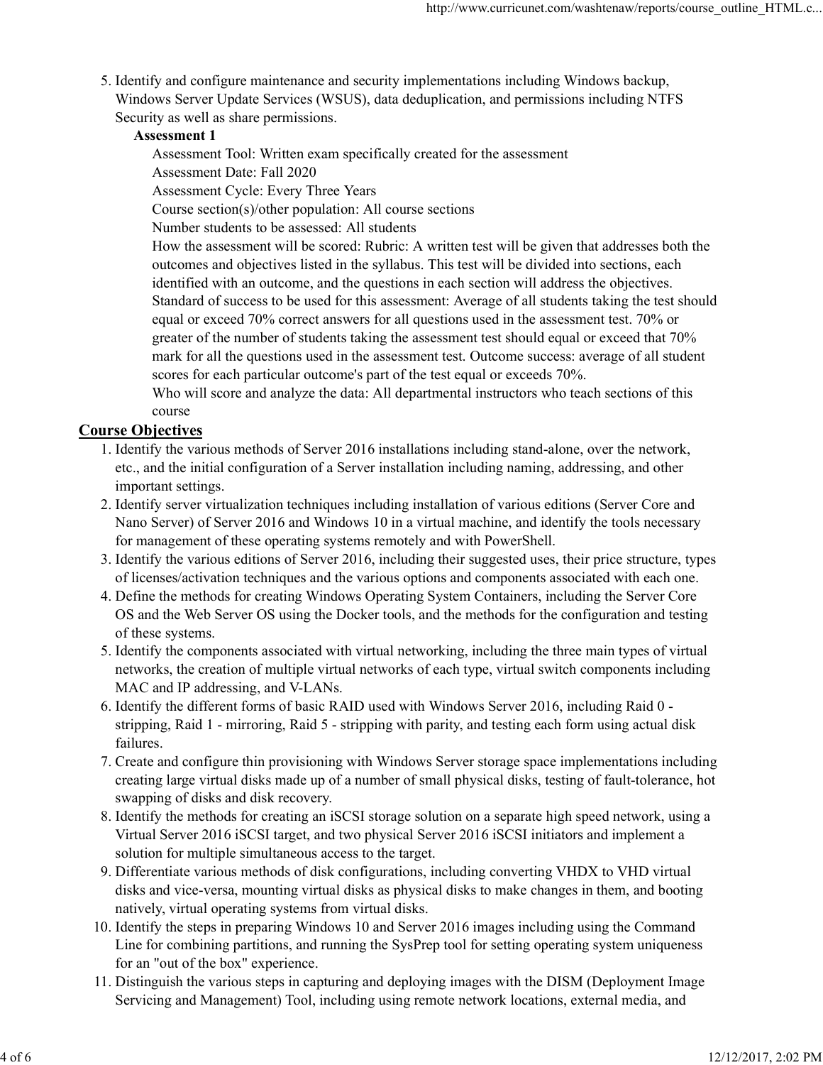5. Identify and configure maintenance and security implementations including Windows backup, Windows Server Update Services (WSUS), data deduplication, and permissions including NTFS Security as well as share permissions.

   **Assessment 1**

   Assessment Tool: Written exam specifically created for the assessment
   Assessment Date: Fall 2020
   Assessment Cycle: Every Three Years
   Course section(s)/other population: All course sections
   Number students to be assessed: All students
   How the assessment will be scored: Rubric: A written test will be given that addresses both the outcomes and objectives listed in the syllabus. This test will be divided into sections, each identified with an outcome, and the questions in each section will address the objectives.
   Standard of success to be used for this assessment: Average of all students taking the test should equal or exceed 70% correct answers for all questions used in the assessment test. 70% or greater of the number of students taking the assessment test should equal or exceed that 70% mark for all the questions used in the assessment test. Outcome success: average of all student scores for each particular outcome's part of the test equal or exceeds 70%.
   Who will score and analyze the data: All departmental instructors who teach sections of this course

## Course Objectives

1. Identify the various methods of Server 2016 installations including stand-alone, over the network, etc., and the initial configuration of a Server installation including naming, addressing, and other important settings.
2. Identify server virtualization techniques including installation of various editions (Server Core and Nano Server) of Server 2016 and Windows 10 in a virtual machine, and identify the tools necessary for management of these operating systems remotely and with PowerShell.
3. Identify the various editions of Server 2016, including their suggested uses, their price structure, types of licenses/activation techniques and the various options and components associated with each one.
4. Define the methods for creating Windows Operating System Containers, including the Server Core OS and the Web Server OS using the Docker tools, and the methods for the configuration and testing of these systems.
5. Identify the components associated with virtual networking, including the three main types of virtual networks, the creation of multiple virtual networks of each type, virtual switch components including MAC and IP addressing, and V-LANs.
6. Identify the different forms of basic RAID used with Windows Server 2016, including Raid 0 - stripping, Raid 1 - mirroring, Raid 5 - stripping with parity, and testing each form using actual disk failures.
7. Create and configure thin provisioning with Windows Server storage space implementations including creating large virtual disks made up of a number of small physical disks, testing of fault-tolerance, hot swapping of disks and disk recovery.
8. Identify the methods for creating an iSCSI storage solution on a separate high speed network, using a Virtual Server 2016 iSCSI target, and two physical Server 2016 iSCSI initiators and implement a solution for multiple simultaneous access to the target.
9. Differentiate various methods of disk configurations, including converting VHDX to VHD virtual disks and vice-versa, mounting virtual disks as physical disks to make changes in them, and booting natively, virtual operating systems from virtual disks.
10. Identify the steps in preparing Windows 10 and Server 2016 images including using the Command Line for combining partitions, and running the SysPrep tool for setting operating system uniqueness for an "out of the box" experience.
11. Distinguish the various steps in capturing and deploying images with the DISM (Deployment Image Servicing and Management) Tool, including using remote network locations, external media, and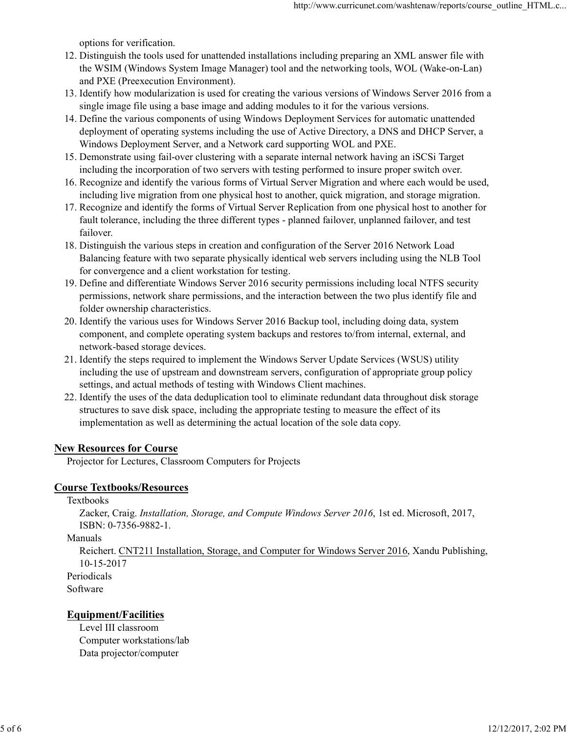options for verification.

12. Distinguish the tools used for unattended installations including preparing an XML answer file with the WSIM (Windows System Image Manager) tool and the networking tools, WOL (Wake-on-Lan) and PXE (Preexecution Environment).
13. Identify how modularization is used for creating the various versions of Windows Server 2016 from a single image file using a base image and adding modules to it for the various versions.
14. Define the various components of using Windows Deployment Services for automatic unattended deployment of operating systems including the use of Active Directory, a DNS and DHCP Server, a Windows Deployment Server, and a Network card supporting WOL and PXE.
15. Demonstrate using fail-over clustering with a separate internal network having an iSCSi Target including the incorporation of two servers with testing performed to insure proper switch over.
16. Recognize and identify the various forms of Virtual Server Migration and where each would be used, including live migration from one physical host to another, quick migration, and storage migration.
17. Recognize and identify the forms of Virtual Server Replication from one physical host to another for fault tolerance, including the three different types - planned failover, unplanned failover, and test failover.
18. Distinguish the various steps in creation and configuration of the Server 2016 Network Load Balancing feature with two separate physically identical web servers including using the NLB Tool for convergence and a client workstation for testing.
19. Define and differentiate Windows Server 2016 security permissions including local NTFS security permissions, network share permissions, and the interaction between the two plus identify file and folder ownership characteristics.
20. Identify the various uses for Windows Server 2016 Backup tool, including doing data, system component, and complete operating system backups and restores to/from internal, external, and network-based storage devices.
21. Identify the steps required to implement the Windows Server Update Services (WSUS) utility including the use of upstream and downstream servers, configuration of appropriate group policy settings, and actual methods of testing with Windows Client machines.
22. Identify the uses of the data deduplication tool to eliminate redundant data throughout disk storage structures to save disk space, including the appropriate testing to measure the effect of its implementation as well as determining the actual location of the sole data copy.

## New Resources for Course

Projector for Lectures, Classroom Computers for Projects

## Course Textbooks/Resources

Textbooks

Zacker, Craig. *Installation, Storage, and Compute Windows Server 2016*, 1st ed. Microsoft, 2017, ISBN: 0-7356-9882-1.

Manuals

Reichert. CNT211 Installation, Storage, and Computer for Windows Server 2016, Xandu Publishing, 10-15-2017

Periodicals

Software

### Equipment/Facilities

Level III classroom

Computer workstations/lab

Data projector/computer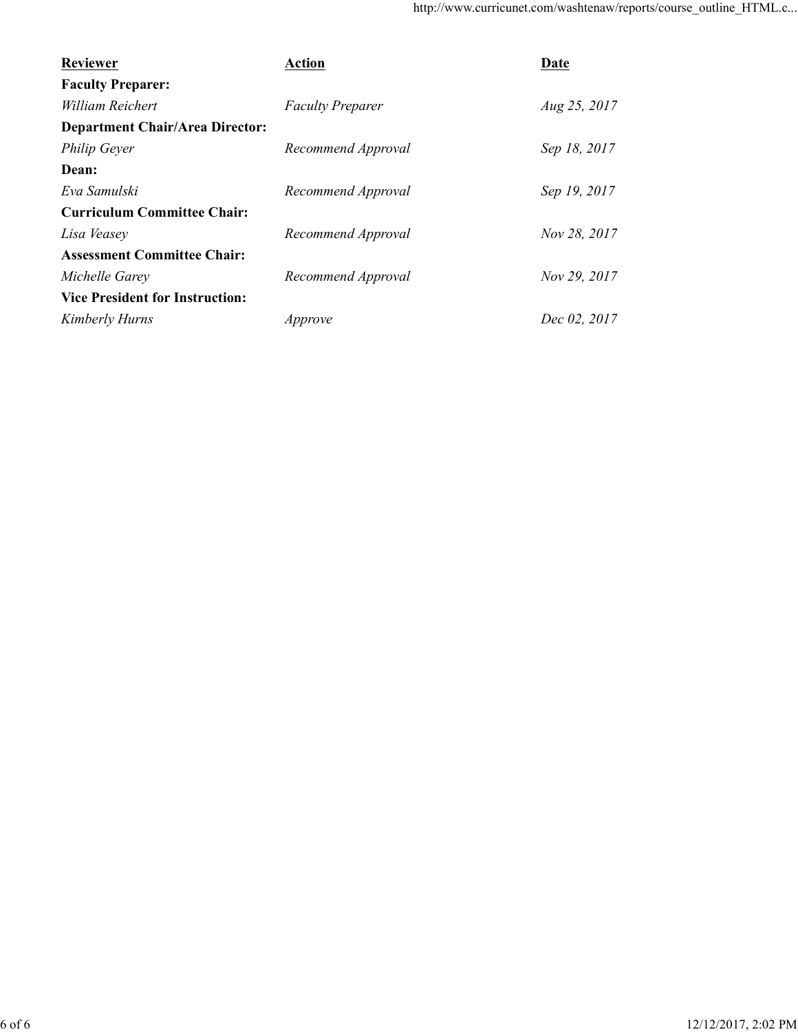| Reviewer | Action | Date |
| --- | --- | --- |
| **Faculty Preparer:** | | |
| *William Reichert* | *Faculty Preparer* | *Aug 25, 2017* |
| **Department Chair/Area Director:** | | |
| *Philip Geyer* | *Recommend Approval* | *Sep 18, 2017* |
| **Dean:** | | |
| *Eva Samulski* | *Recommend Approval* | *Sep 19, 2017* |
| **Curriculum Committee Chair:** | | |
| *Lisa Veasey* | *Recommend Approval* | *Nov 28, 2017* |
| **Assessment Committee Chair:** | | |
| *Michelle Garey* | *Recommend Approval* | *Nov 29, 2017* |
| **Vice President for Instruction:** | | |
| *Kimberly Hurns* | *Approve* | *Dec 02, 2017* |